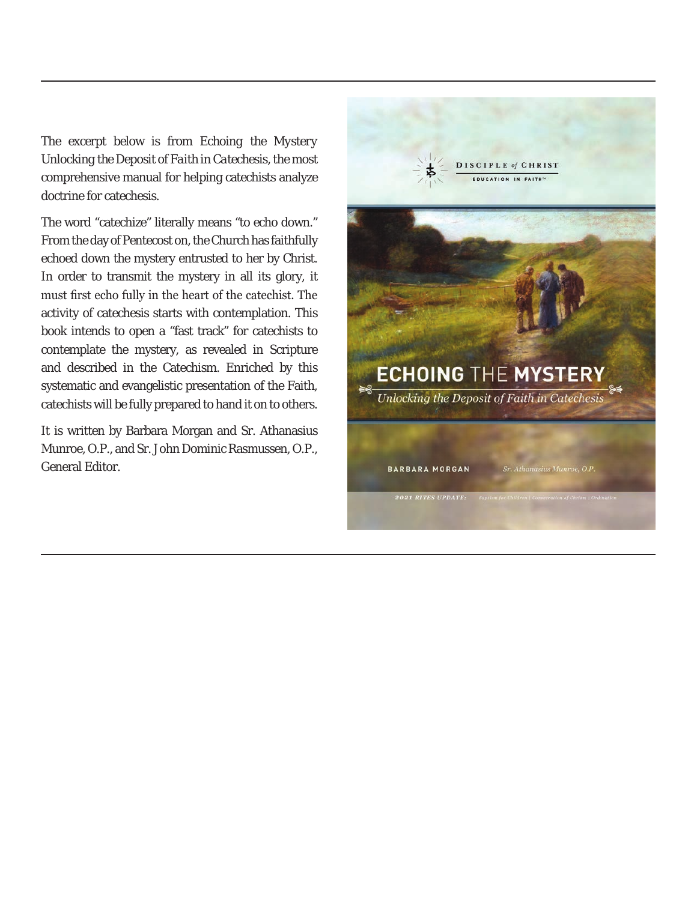The excerpt below is from Echoing the Mystery Unlocking the Deposit of Faith in Catechesis, the most comprehensive manual for helping catechists analyze doctrine for catechesis.

The word "catechize" literally means "to echo down." From the day of Pentecost on, the Church has faithfully echoed down the mystery entrusted to her by Christ. In order to transmit the mystery in all its glory, it must first echo fully in the heart of the catechist. The activity of catechesis starts with contemplation. This book intends to open a "fast track" for catechists to contemplate the mystery, as revealed in Scripture and described in the Catechism. Enriched by this systematic and evangelistic presentation of the Faith, catechists will be fully prepared to hand it on to others.

It is written by Barbara Morgan and Sr. Athanasius Munroe, O.P., and Sr. John Dominic Rasmussen, O.P., General Editor.

DISCIPLE *of* CHRIST
EDUCATION IN FAITH™

**ECHOING** THE **MYSTERY**

*Unlocking the Deposit of Faith in Catechesis*

BARBARA MORGAN *Sr. Athanasius Munroe, O.P.*

*2021 RITES UPDATE: Baptism for Children | Consecration of Chrism | Ordination*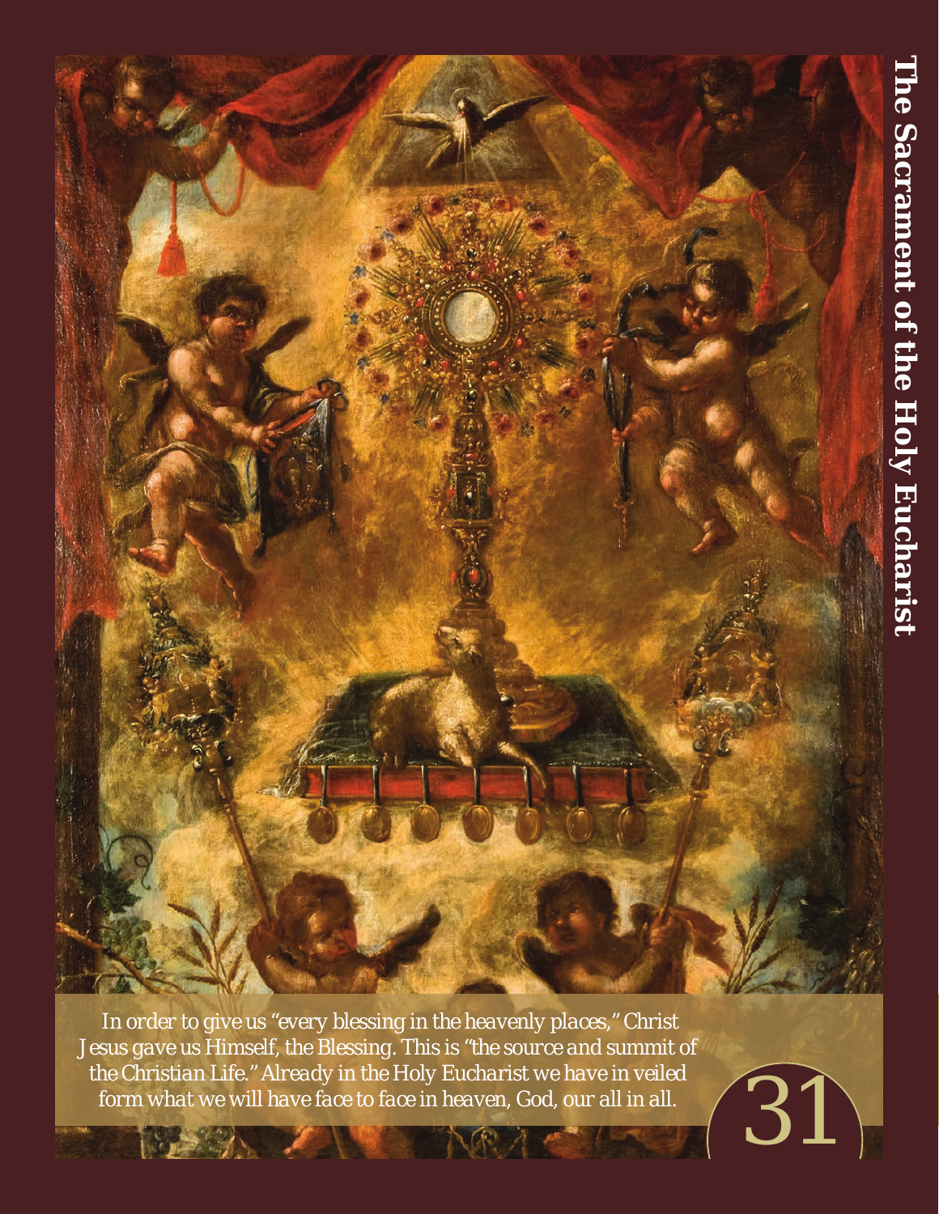# The Sacrament of the Holy Eucharist

*In order to give us "every blessing in the heavenly places," Christ Jesus gave us Himself, the Blessing. This is "the source and summit of the Christian Life." Already in the Holy Eucharist we have in veiled form what we will have face to face in heaven, God, our all in all.*

31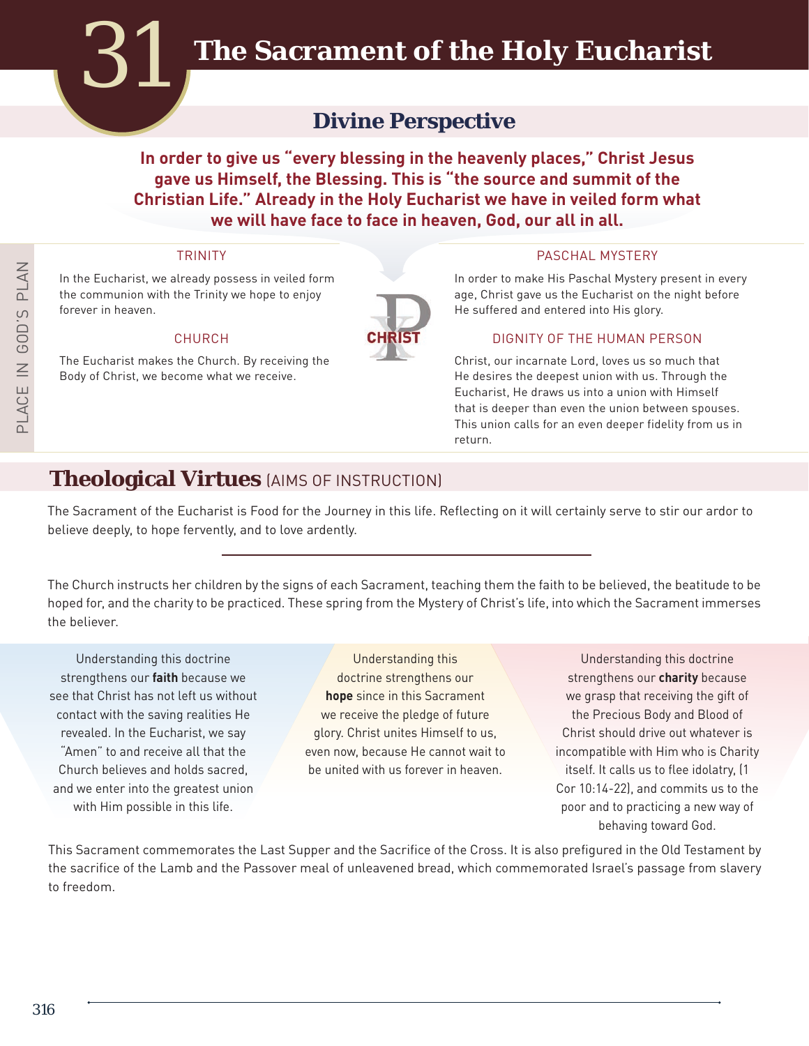# 31 The Sacrament of the Holy Eucharist

## Divine Perspective

**In order to give us "every blessing in the heavenly places," Christ Jesus gave us Himself, the Blessing. This is "the source and summit of the Christian Life." Already in the Holy Eucharist we have in veiled form what we will have face to face in heaven, God, our all in all.**

PLACE IN GOD'S PLAN

CHRIST

### TRINITY

In the Eucharist, we already possess in veiled form the communion with the Trinity we hope to enjoy forever in heaven.

### CHURCH

The Eucharist makes the Church. By receiving the Body of Christ, we become what we receive.

### PASCHAL MYSTERY

In order to make His Paschal Mystery present in every age, Christ gave us the Eucharist on the night before He suffered and entered into His glory.

### DIGNITY OF THE HUMAN PERSON

Christ, our incarnate Lord, loves us so much that He desires the deepest union with us. Through the Eucharist, He draws us into a union with Himself that is deeper than even the union between spouses. This union calls for an even deeper fidelity from us in return.

## Theological Virtues (AIMS OF INSTRUCTION)

The Sacrament of the Eucharist is Food for the Journey in this life. Reflecting on it will certainly serve to stir our ardor to believe deeply, to hope fervently, and to love ardently.

---

The Church instructs her children by the signs of each Sacrament, teaching them the faith to be believed, the beatitude to be hoped for, and the charity to be practiced. These spring from the Mystery of Christ's life, into which the Sacrament immerses the believer.

Understanding this doctrine strengthens our **faith** because we see that Christ has not left us without contact with the saving realities He revealed. In the Eucharist, we say "Amen" to and receive all that the Church believes and holds sacred, and we enter into the greatest union with Him possible in this life.

Understanding this doctrine strengthens our **hope** since in this Sacrament we receive the pledge of future glory. Christ unites Himself to us, even now, because He cannot wait to be united with us forever in heaven.

Understanding this doctrine strengthens our **charity** because we grasp that receiving the gift of the Precious Body and Blood of Christ should drive out whatever is incompatible with Him who is Charity itself. It calls us to flee idolatry, (1 Cor 10:14-22), and commits us to the poor and to practicing a new way of behaving toward God.

This Sacrament commemorates the Last Supper and the Sacrifice of the Cross. It is also prefigured in the Old Testament by the sacrifice of the Lamb and the Passover meal of unleavened bread, which commemorated Israel's passage from slavery to freedom.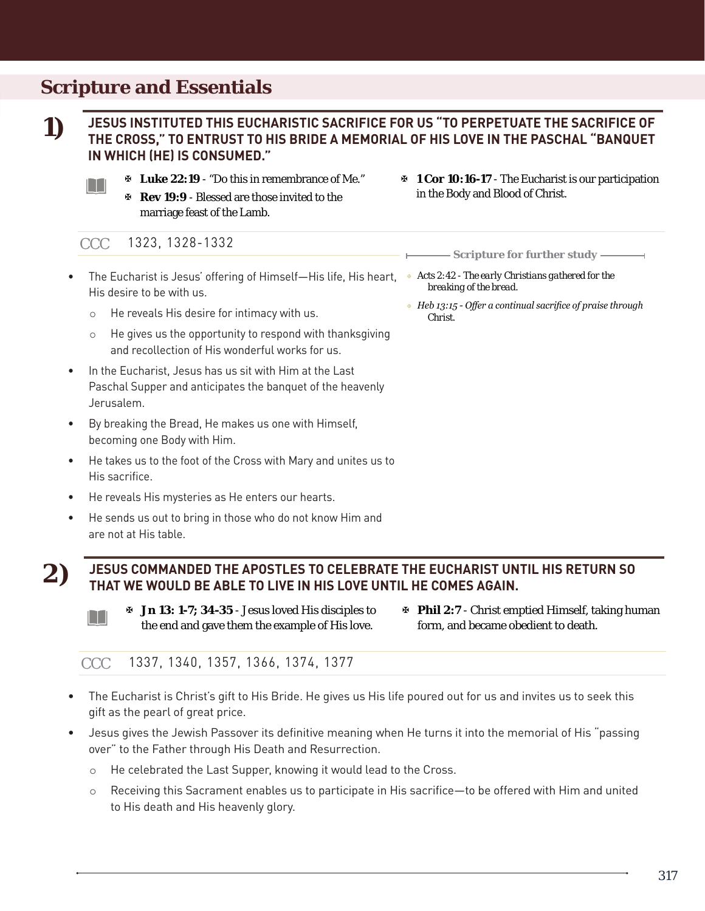## Scripture and Essentials

### 1) JESUS INSTITUTED THIS EUCHARISTIC SACRIFICE FOR US "TO PERPETUATE THE SACRIFICE OF THE CROSS," TO ENTRUST TO HIS BRIDE A MEMORIAL OF HIS LOVE IN THE PASCHAL "BANQUET IN WHICH (HE) IS CONSUMED."

- ✠ **Luke 22:19** - "Do this in remembrance of Me."
- ✠ **Rev 19:9** - Blessed are those invited to the marriage feast of the Lamb.
- ✠ **1 Cor 10:16-17** - The Eucharist is our participation in the Body and Blood of Christ.

CCC 1323, 1328-1332

**Scripture for further study**

- *Acts 2:42 - The early Christians gathered for the breaking of the bread.*
- *Heb 13:15 - Offer a continual sacrifice of praise through Christ.*

- The Eucharist is Jesus' offering of Himself—His life, His heart, His desire to be with us.
  - He reveals His desire for intimacy with us.
  - He gives us the opportunity to respond with thanksgiving and recollection of His wonderful works for us.
- In the Eucharist, Jesus has us sit with Him at the Last Paschal Supper and anticipates the banquet of the heavenly Jerusalem.
- By breaking the Bread, He makes us one with Himself, becoming one Body with Him.
- He takes us to the foot of the Cross with Mary and unites us to His sacrifice.
- He reveals His mysteries as He enters our hearts.
- He sends us out to bring in those who do not know Him and are not at His table.

### 2) JESUS COMMANDED THE APOSTLES TO CELEBRATE THE EUCHARIST UNTIL HIS RETURN SO THAT WE WOULD BE ABLE TO LIVE IN HIS LOVE UNTIL HE COMES AGAIN.

- ✠ **Jn 13: 1-7; 34-35** - Jesus loved His disciples to the end and gave them the example of His love.
- ✠ **Phil 2:7** - Christ emptied Himself, taking human form, and became obedient to death.

CCC 1337, 1340, 1357, 1366, 1374, 1377

- The Eucharist is Christ's gift to His Bride. He gives us His life poured out for us and invites us to seek this gift as the pearl of great price.
- Jesus gives the Jewish Passover its definitive meaning when He turns it into the memorial of His "passing over" to the Father through His Death and Resurrection.
  - He celebrated the Last Supper, knowing it would lead to the Cross.
  - Receiving this Sacrament enables us to participate in His sacrifice—to be offered with Him and united to His death and His heavenly glory.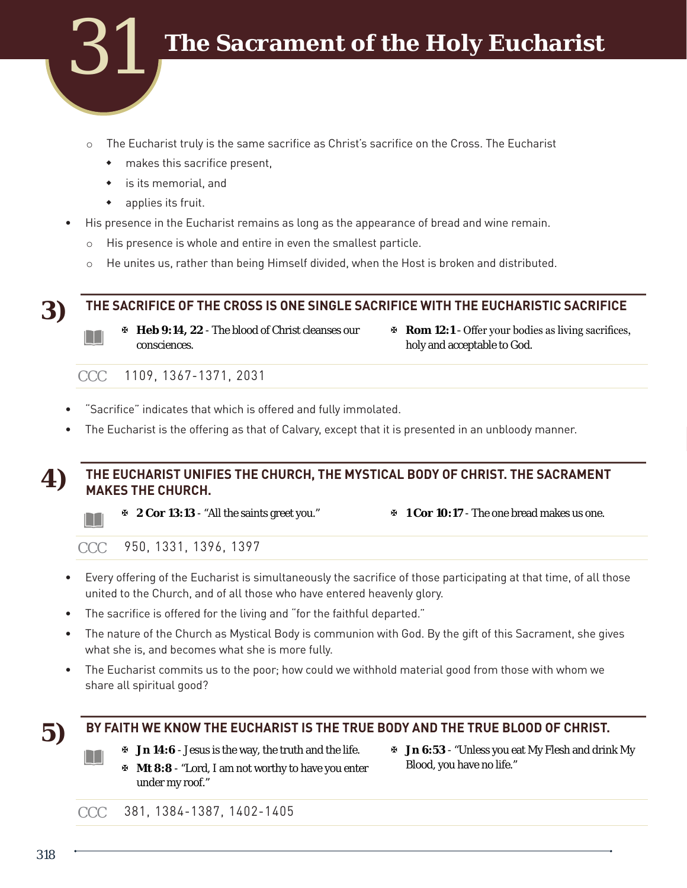# 31 The Sacrament of the Holy Eucharist

  - The Eucharist truly is the same sacrifice as Christ's sacrifice on the Cross. The Eucharist
    - makes this sacrifice present,
    - is its memorial, and
    - applies its fruit.
- His presence in the Eucharist remains as long as the appearance of bread and wine remain.
  - His presence is whole and entire in even the smallest particle.
  - He unites us, rather than being Himself divided, when the Host is broken and distributed.

## 3) THE SACRIFICE OF THE CROSS IS ONE SINGLE SACRIFICE WITH THE EUCHARISTIC SACRIFICE

✠ **Heb 9:14, 22** - The blood of Christ cleanses our consciences.

✠ **Rom 12:1** - Offer your bodies as living sacrifices, holy and acceptable to God.

CCC 1109, 1367-1371, 2031

- "Sacrifice" indicates that which is offered and fully immolated.
- The Eucharist is the offering as that of Calvary, except that it is presented in an unbloody manner.

## 4) THE EUCHARIST UNIFIES THE CHURCH, THE MYSTICAL BODY OF CHRIST. THE SACRAMENT MAKES THE CHURCH.

✠ **2 Cor 13:13** - "All the saints greet you."

✠ **1 Cor 10:17** - The one bread makes us one.

CCC 950, 1331, 1396, 1397

- Every offering of the Eucharist is simultaneously the sacrifice of those participating at that time, of all those united to the Church, and of all those who have entered heavenly glory.
- The sacrifice is offered for the living and "for the faithful departed."
- The nature of the Church as Mystical Body is communion with God. By the gift of this Sacrament, she gives what she is, and becomes what she is more fully.
- The Eucharist commits us to the poor; how could we withhold material good from those with whom we share all spiritual good?

## 5) BY FAITH WE KNOW THE EUCHARIST IS THE TRUE BODY AND THE TRUE BLOOD OF CHRIST.

✠ **Jn 14:6** - Jesus is the way, the truth and the life.

✠ **Mt 8:8** - "Lord, I am not worthy to have you enter under my roof."

✠ **Jn 6:53** - "Unless you eat My Flesh and drink My Blood, you have no life."

CCC 381, 1384-1387, 1402-1405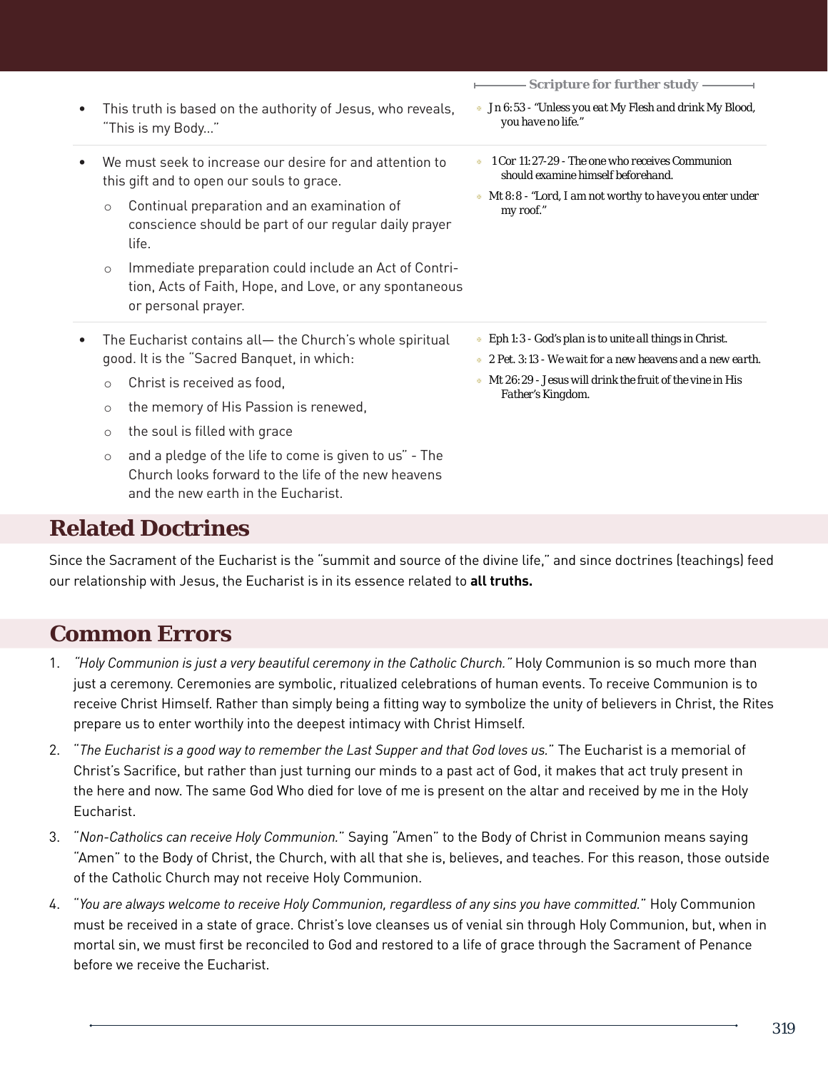Scripture for further study

- This truth is based on the authority of Jesus, who reveals, "This is my Body..."

- *Jn 6:53 - "Unless you eat My Flesh and drink My Blood, you have no life."*

- We must seek to increase our desire for and attention to this gift and to open our souls to grace.
  - Continual preparation and an examination of conscience should be part of our regular daily prayer life.
  - Immediate preparation could include an Act of Contrition, Acts of Faith, Hope, and Love, or any spontaneous or personal prayer.

- *1 Cor 11:27-29 - The one who receives Communion should examine himself beforehand.*
- *Mt 8:8 - "Lord, I am not worthy to have you enter under my roof."*

- The Eucharist contains all— the Church's whole spiritual good. It is the "Sacred Banquet, in which:
  - Christ is received as food,
  - the memory of His Passion is renewed,
  - the soul is filled with grace
  - and a pledge of the life to come is given to us" - The Church looks forward to the life of the new heavens and the new earth in the Eucharist.

- *Eph 1:3 - God's plan is to unite all things in Christ.*
- *2 Pet. 3:13 - We wait for a new heavens and a new earth.*
- *Mt 26:29 - Jesus will drink the fruit of the vine in His Father's Kingdom.*

## Related Doctrines

Since the Sacrament of the Eucharist is the "summit and source of the divine life," and since doctrines (teachings) feed our relationship with Jesus, the Eucharist is in its essence related to **all truths.**

## Common Errors

1. *"Holy Communion is just a very beautiful ceremony in the Catholic Church."* Holy Communion is so much more than just a ceremony. Ceremonies are symbolic, ritualized celebrations of human events. To receive Communion is to receive Christ Himself. Rather than simply being a fitting way to symbolize the unity of believers in Christ, the Rites prepare us to enter worthily into the deepest intimacy with Christ Himself.
2. "*The Eucharist is a good way to remember the Last Supper and that God loves us.*" The Eucharist is a memorial of Christ's Sacrifice, but rather than just turning our minds to a past act of God, it makes that act truly present in the here and now. The same God Who died for love of me is present on the altar and received by me in the Holy Eucharist.
3. "*Non-Catholics can receive Holy Communion.*" Saying "Amen" to the Body of Christ in Communion means saying "Amen" to the Body of Christ, the Church, with all that she is, believes, and teaches. For this reason, those outside of the Catholic Church may not receive Holy Communion.
4. "*You are always welcome to receive Holy Communion, regardless of any sins you have committed.*" Holy Communion must be received in a state of grace. Christ's love cleanses us of venial sin through Holy Communion, but, when in mortal sin, we must first be reconciled to God and restored to a life of grace through the Sacrament of Penance before we receive the Eucharist.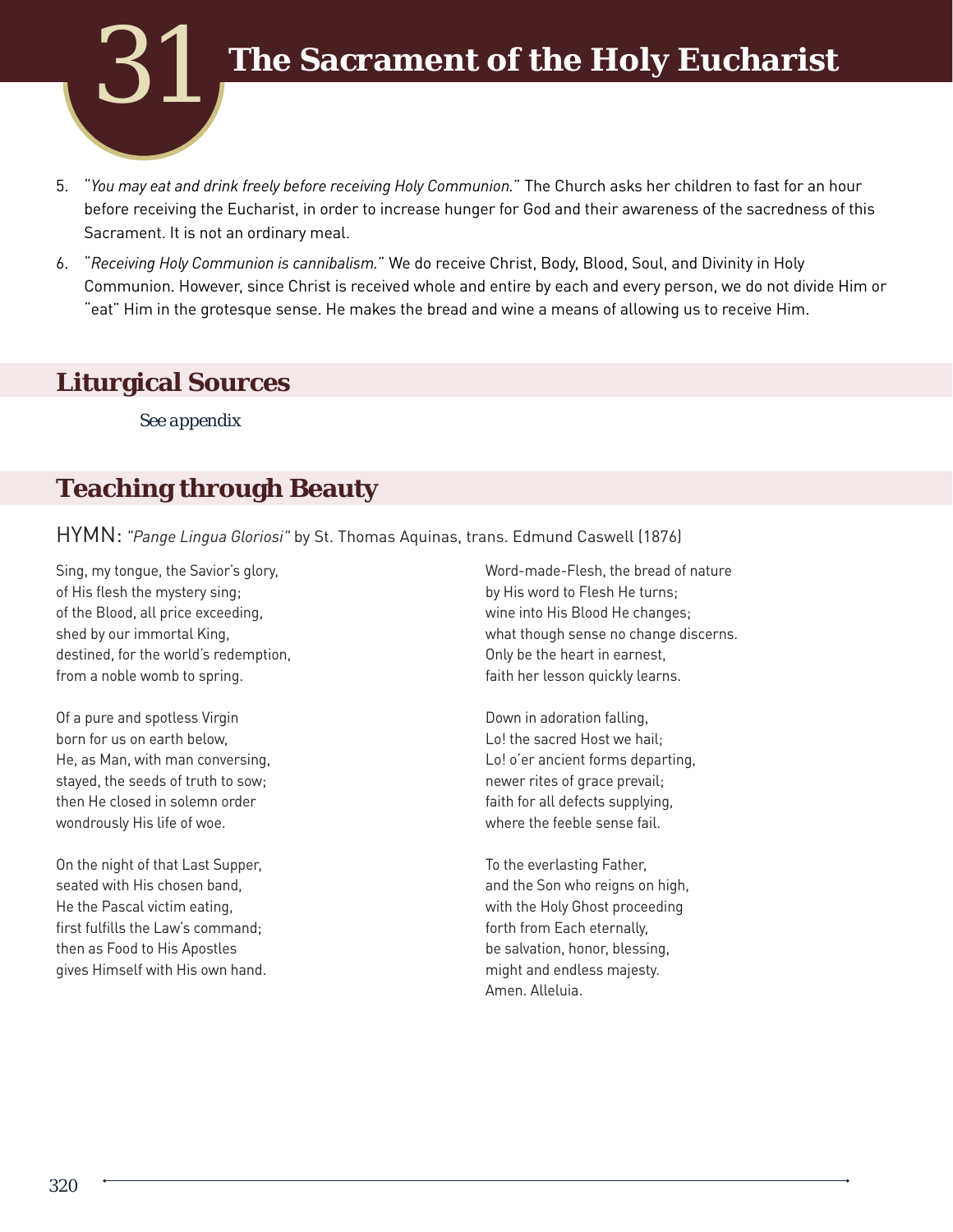# 31 The Sacrament of the Holy Eucharist

5. *"You may eat and drink freely before receiving Holy Communion."* The Church asks her children to fast for an hour before receiving the Eucharist, in order to increase hunger for God and their awareness of the sacredness of this Sacrament. It is not an ordinary meal.
6. *"Receiving Holy Communion is cannibalism."* We do receive Christ, Body, Blood, Soul, and Divinity in Holy Communion. However, since Christ is received whole and entire by each and every person, we do not divide Him or "eat" Him in the grotesque sense. He makes the bread and wine a means of allowing us to receive Him.

## Liturgical Sources

*See appendix*

## Teaching through Beauty

HYMN: *"Pange Lingua Gloriosi"* by St. Thomas Aquinas, trans. Edmund Caswell (1876)

Sing, my tongue, the Savior's glory,
of His flesh the mystery sing;
of the Blood, all price exceeding,
shed by our immortal King,
destined, for the world's redemption,
from a noble womb to spring.

Of a pure and spotless Virgin
born for us on earth below,
He, as Man, with man conversing,
stayed, the seeds of truth to sow;
then He closed in solemn order
wondrously His life of woe.

On the night of that Last Supper,
seated with His chosen band,
He the Pascal victim eating,
first fulfills the Law's command;
then as Food to His Apostles
gives Himself with His own hand.

Word-made-Flesh, the bread of nature
by His word to Flesh He turns;
wine into His Blood He changes;
what though sense no change discerns.
Only be the heart in earnest,
faith her lesson quickly learns.

Down in adoration falling,
Lo! the sacred Host we hail;
Lo! o'er ancient forms departing,
newer rites of grace prevail;
faith for all defects supplying,
where the feeble sense fail.

To the everlasting Father,
and the Son who reigns on high,
with the Holy Ghost proceeding
forth from Each eternally,
be salvation, honor, blessing,
might and endless majesty.
Amen. Alleluia.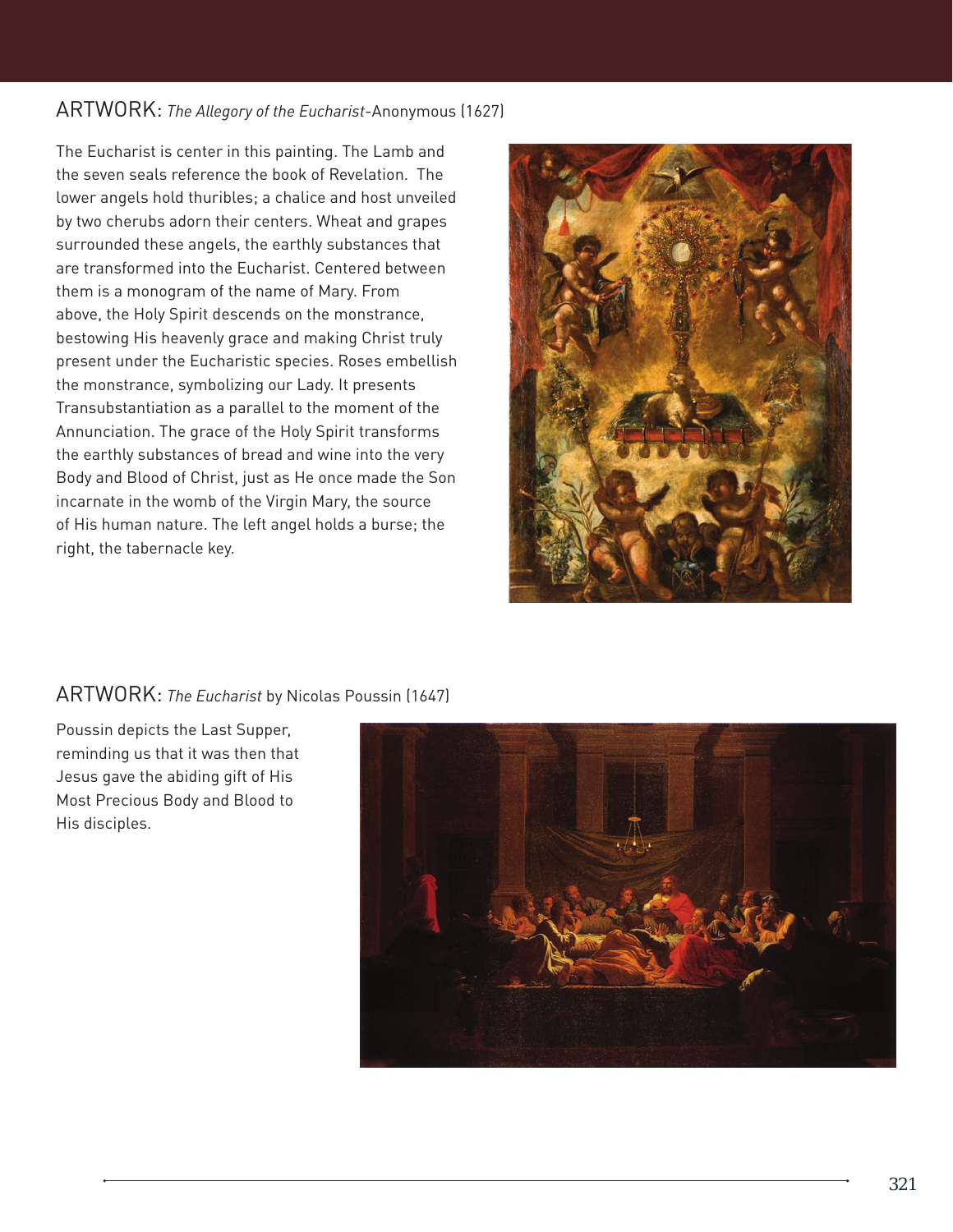## ARTWORK: *The Allegory of the Eucharist*-Anonymous (1627)

The Eucharist is center in this painting. The Lamb and the seven seals reference the book of Revelation. The lower angels hold thuribles; a chalice and host unveiled by two cherubs adorn their centers. Wheat and grapes surrounded these angels, the earthly substances that are transformed into the Eucharist. Centered between them is a monogram of the name of Mary. From above, the Holy Spirit descends on the monstrance, bestowing His heavenly grace and making Christ truly present under the Eucharistic species. Roses embellish the monstrance, symbolizing our Lady. It presents Transubstantiation as a parallel to the moment of the Annunciation. The grace of the Holy Spirit transforms the earthly substances of bread and wine into the very Body and Blood of Christ, just as He once made the Son incarnate in the womb of the Virgin Mary, the source of His human nature. The left angel holds a burse; the right, the tabernacle key.

## ARTWORK: *The Eucharist* by Nicolas Poussin (1647)

Poussin depicts the Last Supper, reminding us that it was then that Jesus gave the abiding gift of His Most Precious Body and Blood to His disciples.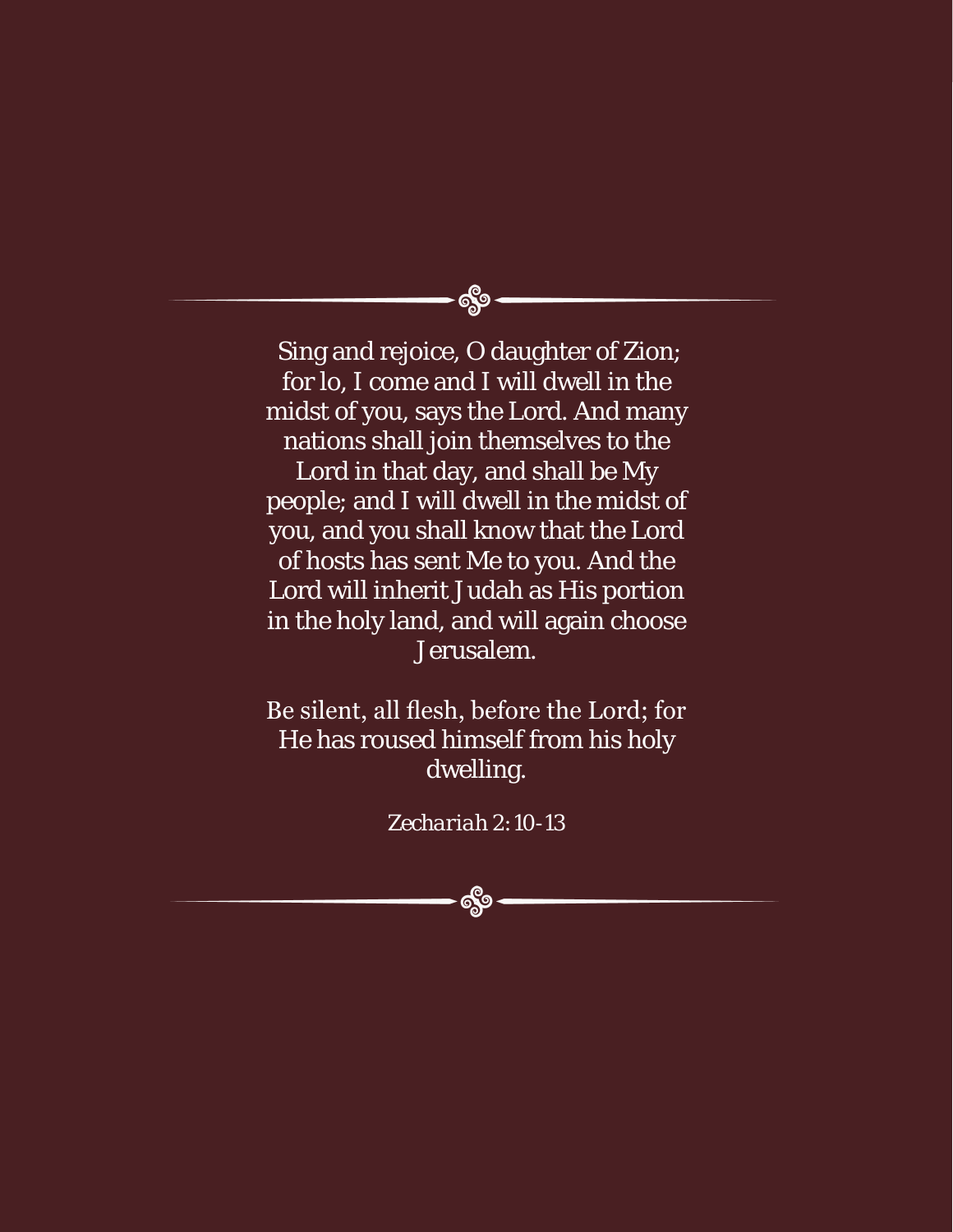Sing and rejoice, O daughter of Zion; for lo, I come and I will dwell in the midst of you, says the Lord. And many nations shall join themselves to the Lord in that day, and shall be My people; and I will dwell in the midst of you, and you shall know that the Lord of hosts has sent Me to you. And the Lord will inherit Judah as His portion in the holy land, and will again choose Jerusalem.

Be silent, all flesh, before the Lord; for He has roused himself from his holy dwelling.

*Zechariah 2:10-13*